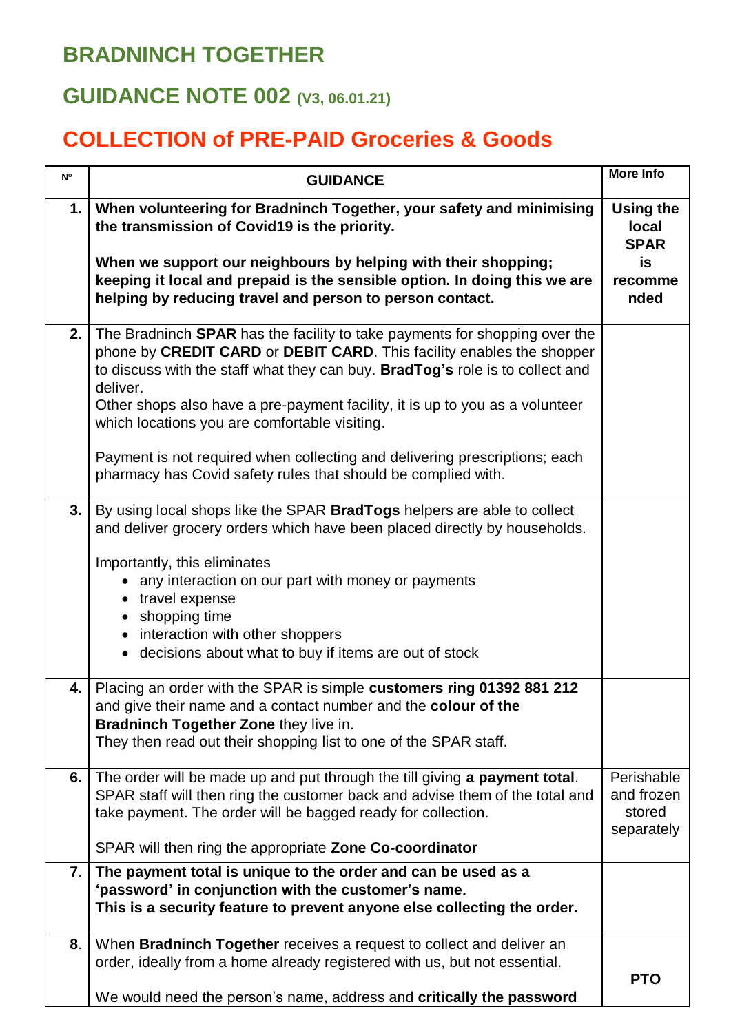# BRADNINCH TOGETHER

## GUIDANCE NOTE 002 (V3, 06.01.21)

## COLLECTION of PRE-PAID Groceries & Goods

| Nº | GUIDANCE | More Info |
|---|---|---|
| **1.** | **When volunteering for Bradninch Together, your safety and minimising the transmission of Covid19 is the priority.**<br><br>**When we support our neighbours by helping with their shopping; keeping it local and prepaid is the sensible option. In doing this we are helping by reducing travel and person to person contact.** | **Using the local SPAR is recommended** |
| **2.** | The Bradninch **SPAR** has the facility to take payments for shopping over the phone by **CREDIT CARD** or **DEBIT CARD**. This facility enables the shopper to discuss with the staff what they can buy. **BradTog's** role is to collect and deliver.<br>Other shops also have a pre-payment facility, it is up to you as a volunteer which locations you are comfortable visiting.<br><br>Payment is not required when collecting and delivering prescriptions; each pharmacy has Covid safety rules that should be complied with. | |
| **3.** | By using local shops like the SPAR **BradTogs** helpers are able to collect and deliver grocery orders which have been placed directly by households.<br><br>Importantly, this eliminates<br>• any interaction on our part with money or payments<br>• travel expense<br>• shopping time<br>• interaction with other shoppers<br>• decisions about what to buy if items are out of stock | |
| **4.** | Placing an order with the SPAR is simple **customers ring 01392 881 212** and give their name and a contact number and the **colour of the Bradninch Together Zone** they live in.<br>They then read out their shopping list to one of the SPAR staff. | |
| **6.** | The order will be made up and put through the till giving **a payment total**. SPAR staff will then ring the customer back and advise them of the total and take payment. The order will be bagged ready for collection.<br><br>SPAR will then ring the appropriate **Zone Co-coordinator** | Perishable and frozen stored separately |
| **7.** | **The payment total is unique to the order and can be used as a 'password' in conjunction with the customer's name.**<br>**This is a security feature to prevent anyone else collecting the order.** | |
| **8.** | When **Bradninch Together** receives a request to collect and deliver an order, ideally from a home already registered with us, but not essential.<br><br>We would need the person's name, address and **critically the password** | **PTO** |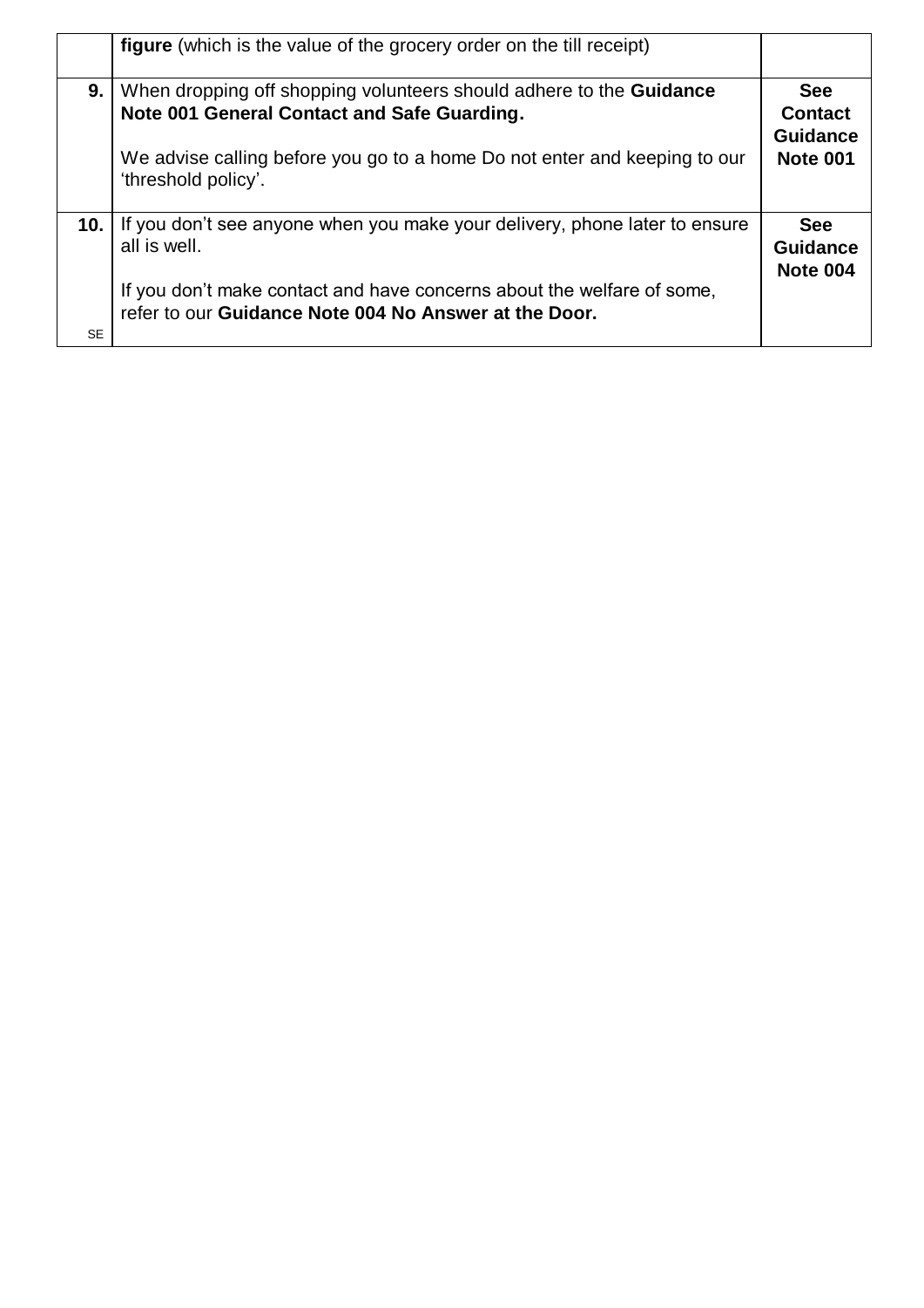| | | |
|---|---|---|
| | **figure** (which is the value of the grocery order on the till receipt) | |
| **9.** | When dropping off shopping volunteers should adhere to the **Guidance Note 001 General Contact and Safe Guarding.**<br><br>We advise calling before you go to a home Do not enter and keeping to our 'threshold policy'. | **See Contact Guidance Note 001** |
| **10.**<br><br>SE | If you don't see anyone when you make your delivery, phone later to ensure all is well.<br><br>If you don't make contact and have concerns about the welfare of some, refer to our **Guidance Note 004 No Answer at the Door.** | **See Guidance Note 004** |